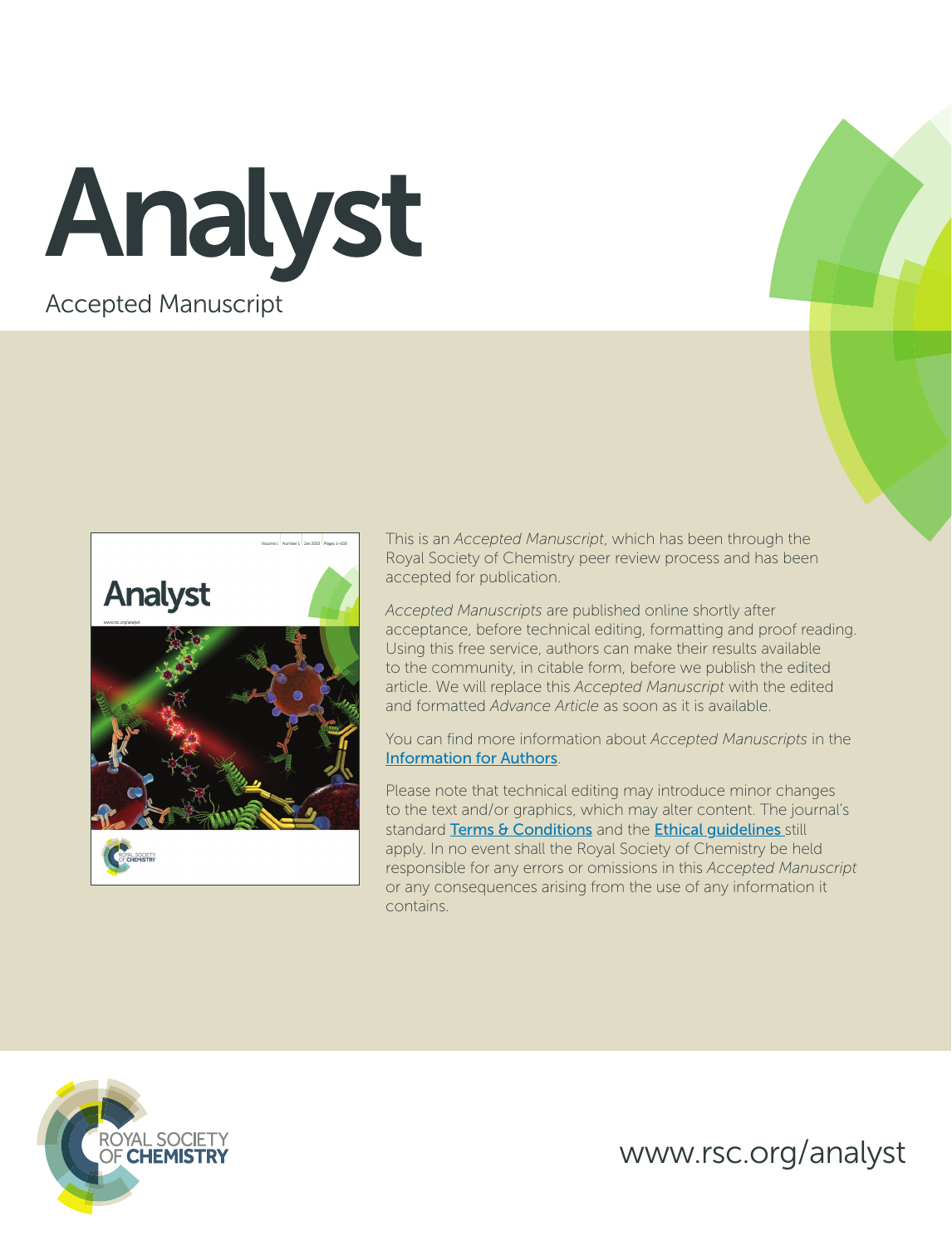# Analyst

Accepted Manuscript

This is an *Accepted Manuscript*, which has been through the Royal Society of Chemistry peer review process and has been accepted for publication.

*Accepted Manuscripts* are published online shortly after acceptance, before technical editing, formatting and proof reading. Using this free service, authors can make their results available to the community, in citable form, before we publish the edited article. We will replace this *Accepted Manuscript* with the edited and formatted *Advance Article* as soon as it is available.

You can find more information about *Accepted Manuscripts* in the Information for Authors.

Please note that technical editing may introduce minor changes to the text and/or graphics, which may alter content. The journal's standard Terms & Conditions and the Ethical guidelines still apply. In no event shall the Royal Society of Chemistry be held responsible for any errors or omissions in this *Accepted Manuscript* or any consequences arising from the use of any information it contains.

ROYAL SOCIETY OF CHEMISTRY

www.rsc.org/analyst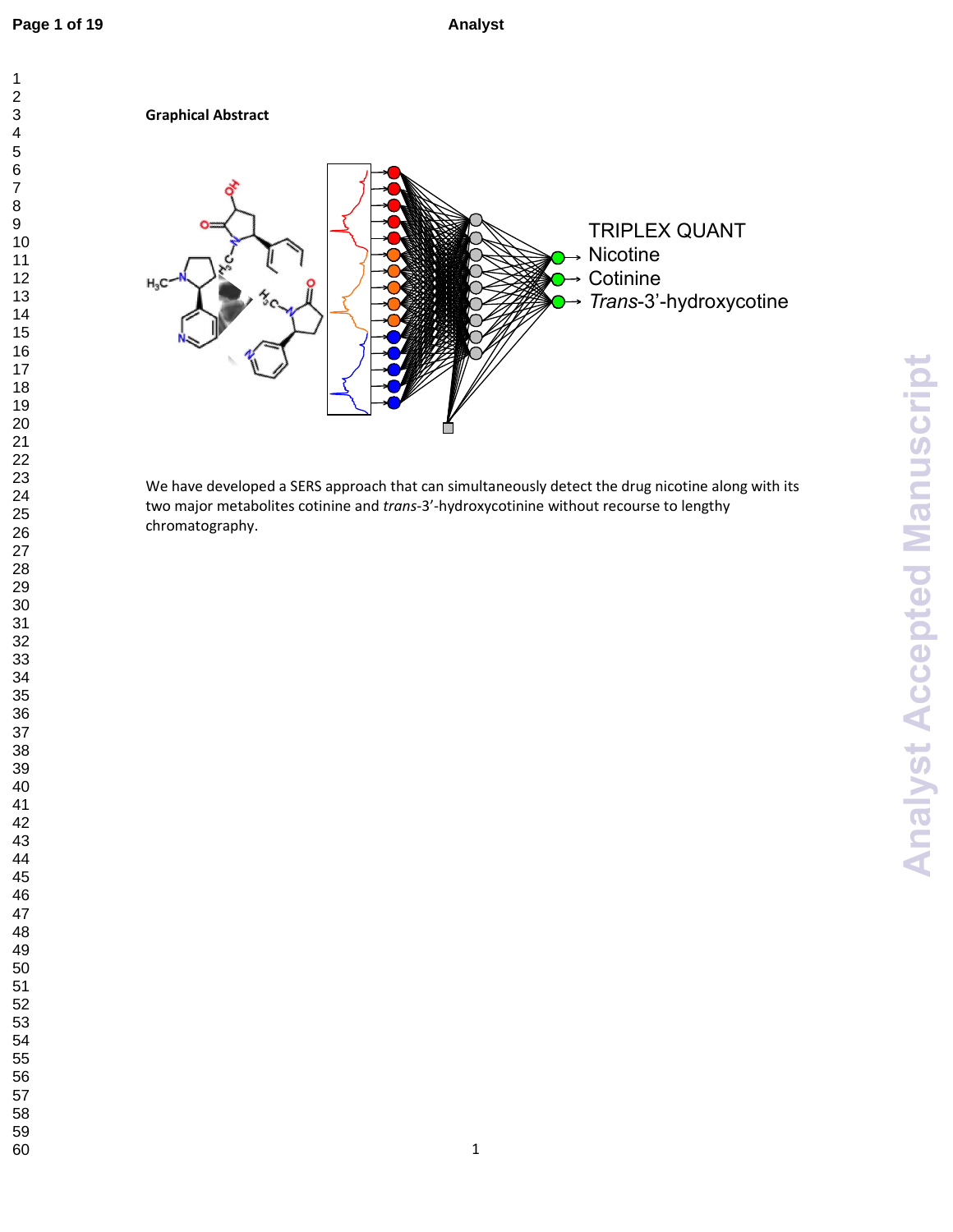**Graphical Abstract**

We have developed a SERS approach that can simultaneously detect the drug nicotine along with its two major metabolites cotinine and *trans*-3'-hydroxycotinine without recourse to lengthy chromatography.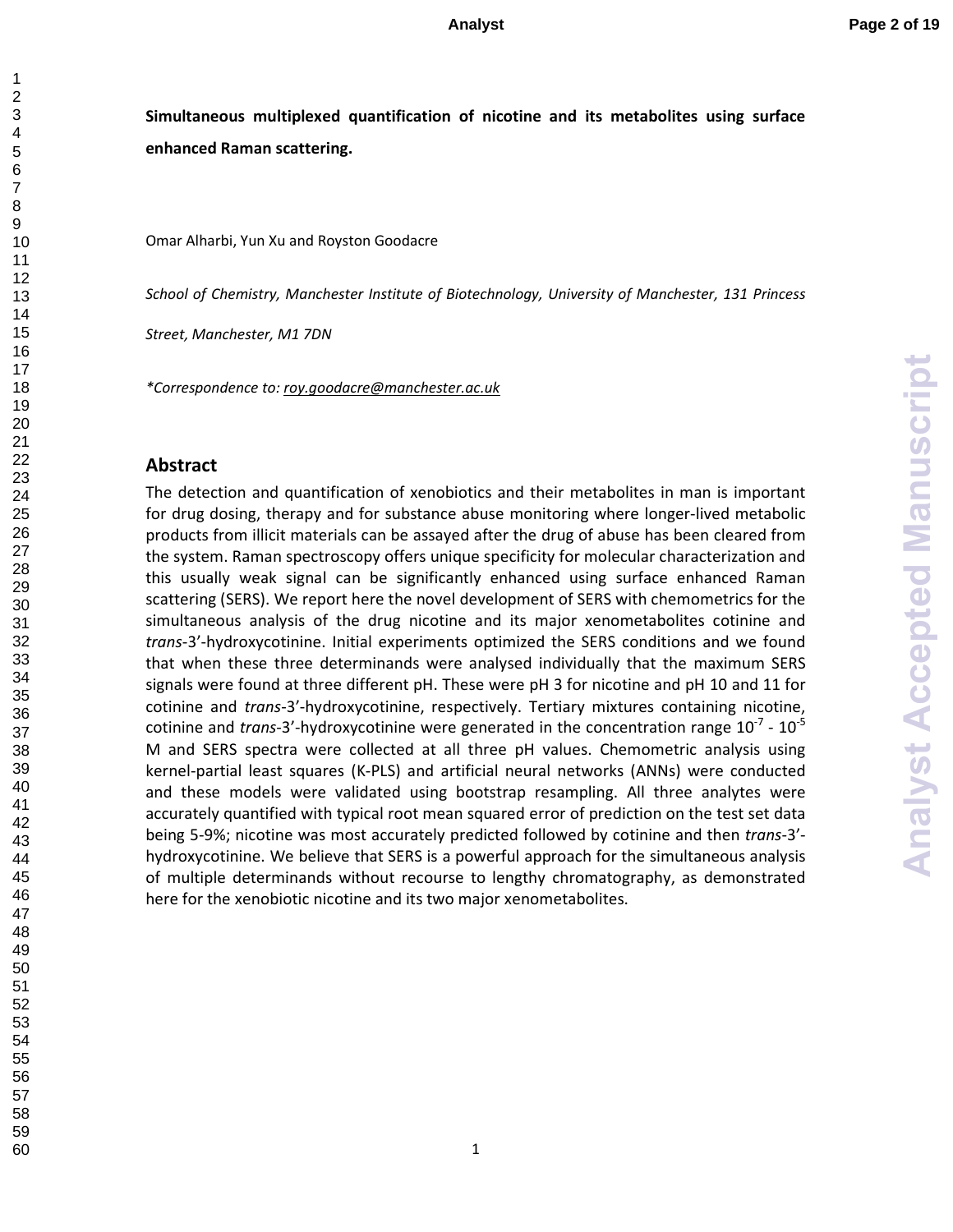**Simultaneous multiplexed quantification of nicotine and its metabolites using surface enhanced Raman scattering.**

Omar Alharbi, Yun Xu and Royston Goodacre

*School of Chemistry, Manchester Institute of Biotechnology, University of Manchester, 131 Princess Street, Manchester, M1 7DN*

*\*Correspondence to: roy.goodacre@manchester.ac.uk*

## Abstract

The detection and quantification of xenobiotics and their metabolites in man is important for drug dosing, therapy and for substance abuse monitoring where longer-lived metabolic products from illicit materials can be assayed after the drug of abuse has been cleared from the system. Raman spectroscopy offers unique specificity for molecular characterization and this usually weak signal can be significantly enhanced using surface enhanced Raman scattering (SERS). We report here the novel development of SERS with chemometrics for the simultaneous analysis of the drug nicotine and its major xenometabolites cotinine and *trans*-3'-hydroxycotinine. Initial experiments optimized the SERS conditions and we found that when these three determinands were analysed individually that the maximum SERS signals were found at three different pH. These were pH 3 for nicotine and pH 10 and 11 for cotinine and *trans*-3'-hydroxycotinine, respectively. Tertiary mixtures containing nicotine, cotinine and *trans*-3'-hydroxycotinine were generated in the concentration range $10^{-7}$ - $10^{-5}$ M and SERS spectra were collected at all three pH values. Chemometric analysis using kernel-partial least squares (K-PLS) and artificial neural networks (ANNs) were conducted and these models were validated using bootstrap resampling. All three analytes were accurately quantified with typical root mean squared error of prediction on the test set data being 5-9%; nicotine was most accurately predicted followed by cotinine and then *trans*-3'-hydroxycotinine. We believe that SERS is a powerful approach for the simultaneous analysis of multiple determinands without recourse to lengthy chromatography, as demonstrated here for the xenobiotic nicotine and its two major xenometabolites.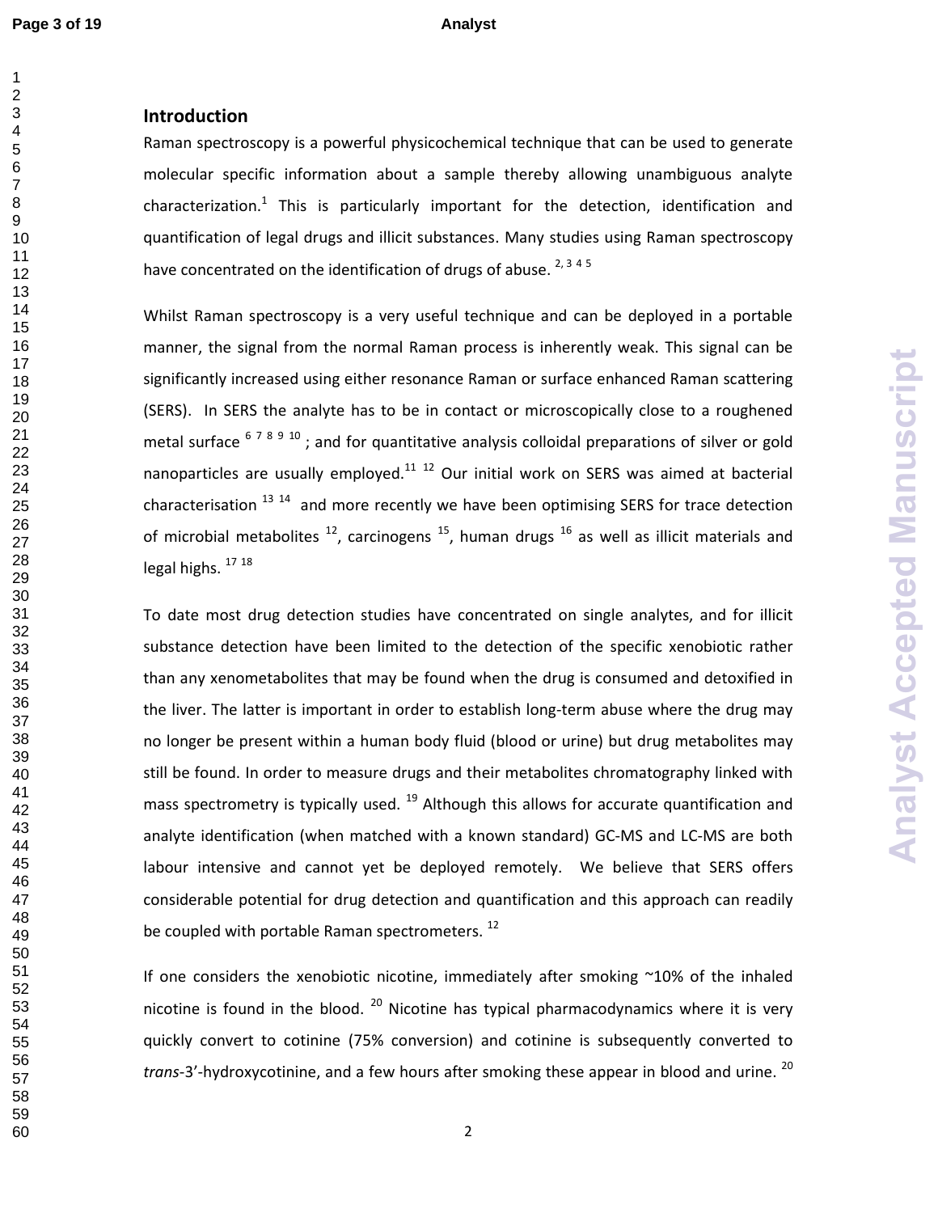## Introduction

Raman spectroscopy is a powerful physicochemical technique that can be used to generate molecular specific information about a sample thereby allowing unambiguous analyte characterization.[1] This is particularly important for the detection, identification and quantification of legal drugs and illicit substances. Many studies using Raman spectroscopy have concentrated on the identification of drugs of abuse. [2, 3 4 5]

Whilst Raman spectroscopy is a very useful technique and can be deployed in a portable manner, the signal from the normal Raman process is inherently weak. This signal can be significantly increased using either resonance Raman or surface enhanced Raman scattering (SERS). In SERS the analyte has to be in contact or microscopically close to a roughened metal surface [6 7 8 9 10] ; and for quantitative analysis colloidal preparations of silver or gold nanoparticles are usually employed.[11 12] Our initial work on SERS was aimed at bacterial characterisation [13 14] and more recently we have been optimising SERS for trace detection of microbial metabolites [12], carcinogens [15], human drugs [16] as well as illicit materials and legal highs. [17 18]

To date most drug detection studies have concentrated on single analytes, and for illicit substance detection have been limited to the detection of the specific xenobiotic rather than any xenometabolites that may be found when the drug is consumed and detoxified in the liver. The latter is important in order to establish long-term abuse where the drug may no longer be present within a human body fluid (blood or urine) but drug metabolites may still be found. In order to measure drugs and their metabolites chromatography linked with mass spectrometry is typically used. [19] Although this allows for accurate quantification and analyte identification (when matched with a known standard) GC-MS and LC-MS are both labour intensive and cannot yet be deployed remotely. We believe that SERS offers considerable potential for drug detection and quantification and this approach can readily be coupled with portable Raman spectrometers. [12]

If one considers the xenobiotic nicotine, immediately after smoking ~10% of the inhaled nicotine is found in the blood. [20] Nicotine has typical pharmacodynamics where it is very quickly convert to cotinine (75% conversion) and cotinine is subsequently converted to *trans*-3'-hydroxycotinine, and a few hours after smoking these appear in blood and urine. [20]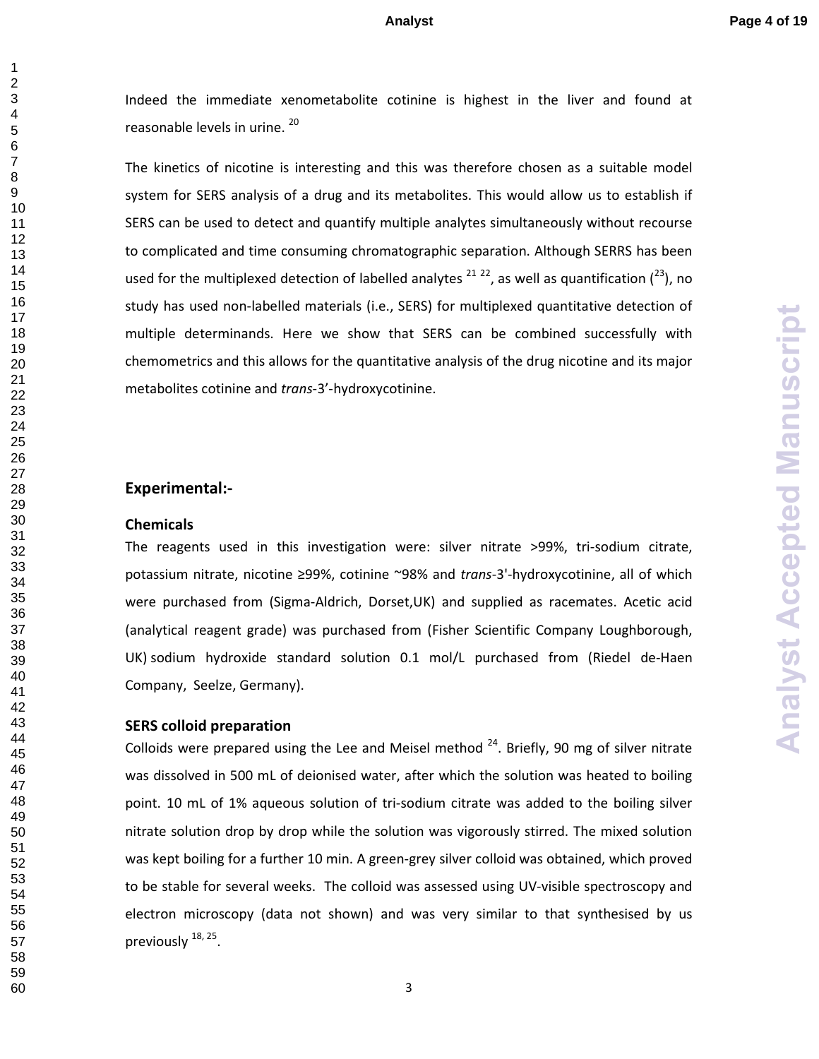Indeed the immediate xenometabolite cotinine is highest in the liver and found at reasonable levels in urine. [20]

The kinetics of nicotine is interesting and this was therefore chosen as a suitable model system for SERS analysis of a drug and its metabolites. This would allow us to establish if SERS can be used to detect and quantify multiple analytes simultaneously without recourse to complicated and time consuming chromatographic separation. Although SERRS has been used for the multiplexed detection of labelled analytes [21 22], as well as quantification ([23]), no study has used non-labelled materials (i.e., SERS) for multiplexed quantitative detection of multiple determinands. Here we show that SERS can be combined successfully with chemometrics and this allows for the quantitative analysis of the drug nicotine and its major metabolites cotinine and *trans*-3'-hydroxycotinine.

## Experimental:-

### Chemicals

The reagents used in this investigation were: silver nitrate >99%, tri-sodium citrate, potassium nitrate, nicotine ≥99%, cotinine ~98% and *trans*-3'-hydroxycotinine, all of which were purchased from (Sigma-Aldrich, Dorset,UK) and supplied as racemates. Acetic acid (analytical reagent grade) was purchased from (Fisher Scientific Company Loughborough, UK) sodium hydroxide standard solution 0.1 mol/L purchased from (Riedel de-Haen Company, Seelze, Germany).

### SERS colloid preparation

Colloids were prepared using the Lee and Meisel method [24]. Briefly, 90 mg of silver nitrate was dissolved in 500 mL of deionised water, after which the solution was heated to boiling point. 10 mL of 1% aqueous solution of tri-sodium citrate was added to the boiling silver nitrate solution drop by drop while the solution was vigorously stirred. The mixed solution was kept boiling for a further 10 min. A green-grey silver colloid was obtained, which proved to be stable for several weeks. The colloid was assessed using UV-visible spectroscopy and electron microscopy (data not shown) and was very similar to that synthesised by us previously [18, 25].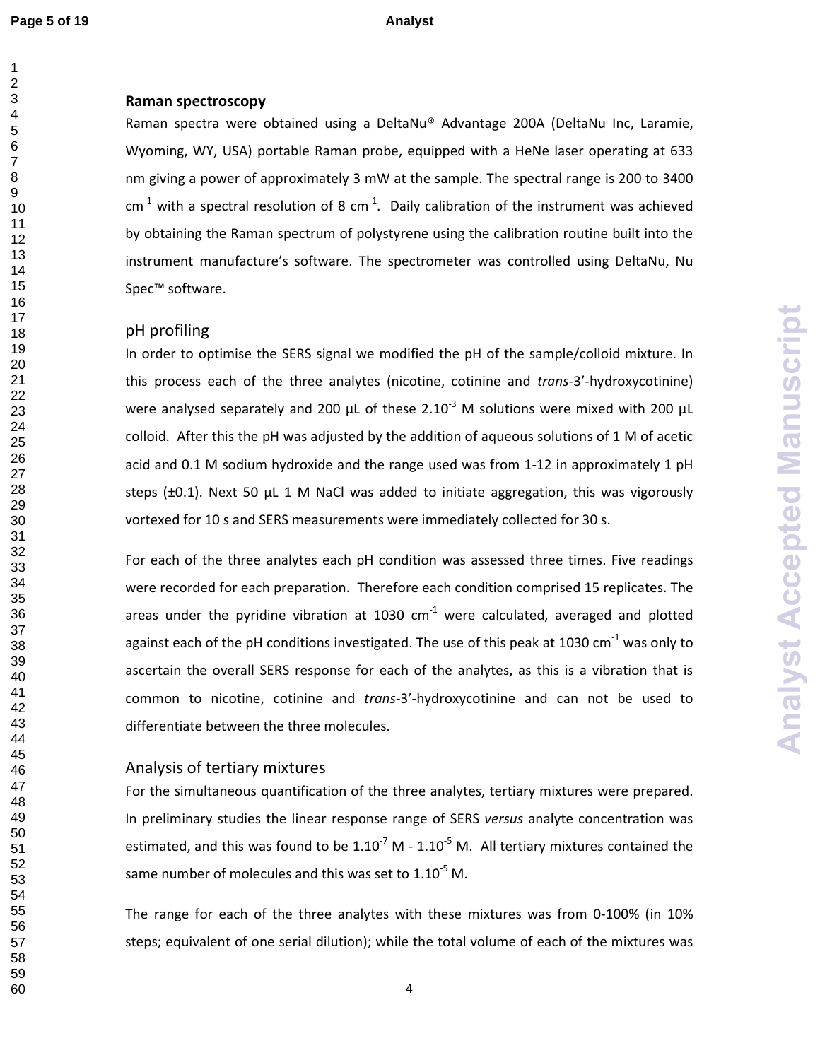### Raman spectroscopy

Raman spectra were obtained using a DeltaNu® Advantage 200A (DeltaNu Inc, Laramie, Wyoming, WY, USA) portable Raman probe, equipped with a HeNe laser operating at 633 nm giving a power of approximately 3 mW at the sample. The spectral range is 200 to 3400 $cm^{-1}$ with a spectral resolution of 8 $cm^{-1}$. Daily calibration of the instrument was achieved by obtaining the Raman spectrum of polystyrene using the calibration routine built into the instrument manufacture's software. The spectrometer was controlled using DeltaNu, Nu Spec™ software.

### pH profiling

In order to optimise the SERS signal we modified the pH of the sample/colloid mixture. In this process each of the three analytes (nicotine, cotinine and *trans*-3'-hydroxycotinine) were analysed separately and 200 µL of these $2.10^{-3}$ M solutions were mixed with 200 µL colloid. After this the pH was adjusted by the addition of aqueous solutions of 1 M of acetic acid and 0.1 M sodium hydroxide and the range used was from 1-12 in approximately 1 pH steps (±0.1). Next 50 µL 1 M NaCl was added to initiate aggregation, this was vigorously vortexed for 10 s and SERS measurements were immediately collected for 30 s.

For each of the three analytes each pH condition was assessed three times. Five readings were recorded for each preparation. Therefore each condition comprised 15 replicates. The areas under the pyridine vibration at 1030 $cm^{-1}$ were calculated, averaged and plotted against each of the pH conditions investigated. The use of this peak at 1030 $cm^{-1}$ was only to ascertain the overall SERS response for each of the analytes, as this is a vibration that is common to nicotine, cotinine and *trans*-3'-hydroxycotinine and can not be used to differentiate between the three molecules.

### Analysis of tertiary mixtures

For the simultaneous quantification of the three analytes, tertiary mixtures were prepared. In preliminary studies the linear response range of SERS *versus* analyte concentration was estimated, and this was found to be $1.10^{-7}$ M - $1.10^{-5}$ M. All tertiary mixtures contained the same number of molecules and this was set to $1.10^{-5}$ M.

The range for each of the three analytes with these mixtures was from 0-100% (in 10% steps; equivalent of one serial dilution); while the total volume of each of the mixtures was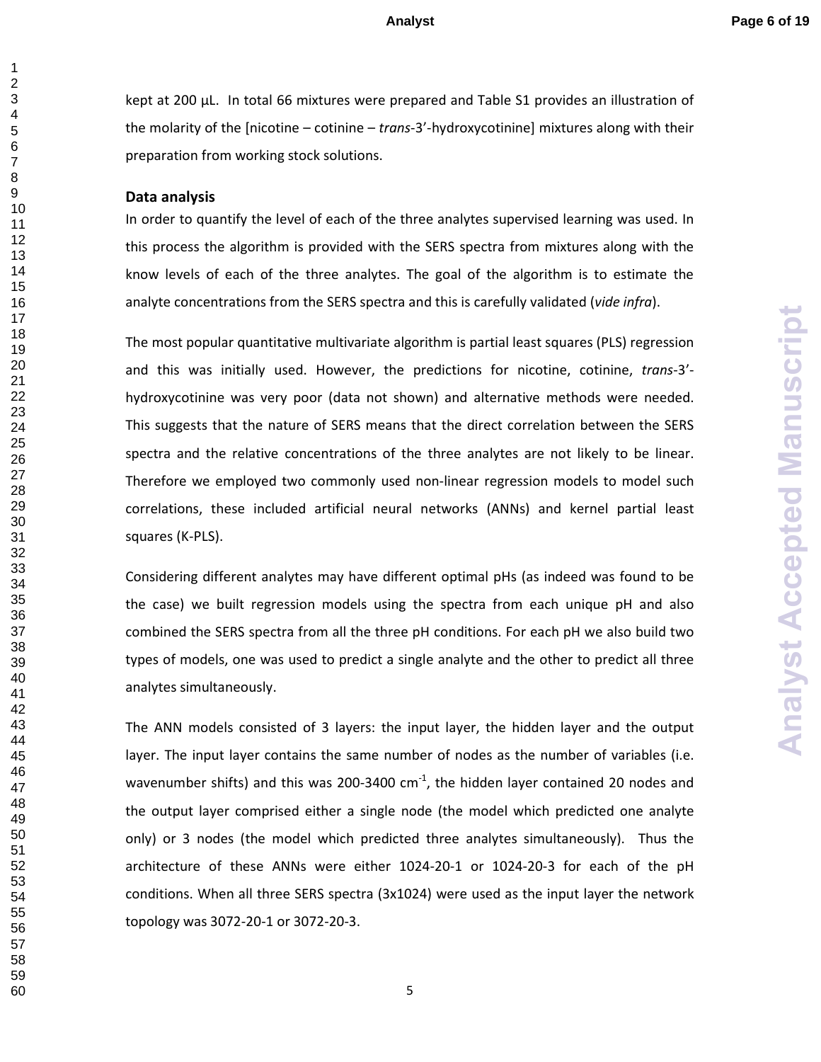kept at 200 µL. In total 66 mixtures were prepared and Table S1 provides an illustration of the molarity of the [nicotine – cotinine – *trans*-3'-hydroxycotinine] mixtures along with their preparation from working stock solutions.

## Data analysis

In order to quantify the level of each of the three analytes supervised learning was used. In this process the algorithm is provided with the SERS spectra from mixtures along with the know levels of each of the three analytes. The goal of the algorithm is to estimate the analyte concentrations from the SERS spectra and this is carefully validated (*vide infra*).

The most popular quantitative multivariate algorithm is partial least squares (PLS) regression and this was initially used. However, the predictions for nicotine, cotinine, *trans*-3'-hydroxycotinine was very poor (data not shown) and alternative methods were needed. This suggests that the nature of SERS means that the direct correlation between the SERS spectra and the relative concentrations of the three analytes are not likely to be linear. Therefore we employed two commonly used non-linear regression models to model such correlations, these included artificial neural networks (ANNs) and kernel partial least squares (K-PLS).

Considering different analytes may have different optimal pHs (as indeed was found to be the case) we built regression models using the spectra from each unique pH and also combined the SERS spectra from all the three pH conditions. For each pH we also build two types of models, one was used to predict a single analyte and the other to predict all three analytes simultaneously.

The ANN models consisted of 3 layers: the input layer, the hidden layer and the output layer. The input layer contains the same number of nodes as the number of variables (i.e. wavenumber shifts) and this was 200-3400 $cm^{-1}$, the hidden layer contained 20 nodes and the output layer comprised either a single node (the model which predicted one analyte only) or 3 nodes (the model which predicted three analytes simultaneously). Thus the architecture of these ANNs were either 1024-20-1 or 1024-20-3 for each of the pH conditions. When all three SERS spectra (3x1024) were used as the input layer the network topology was 3072-20-1 or 3072-20-3.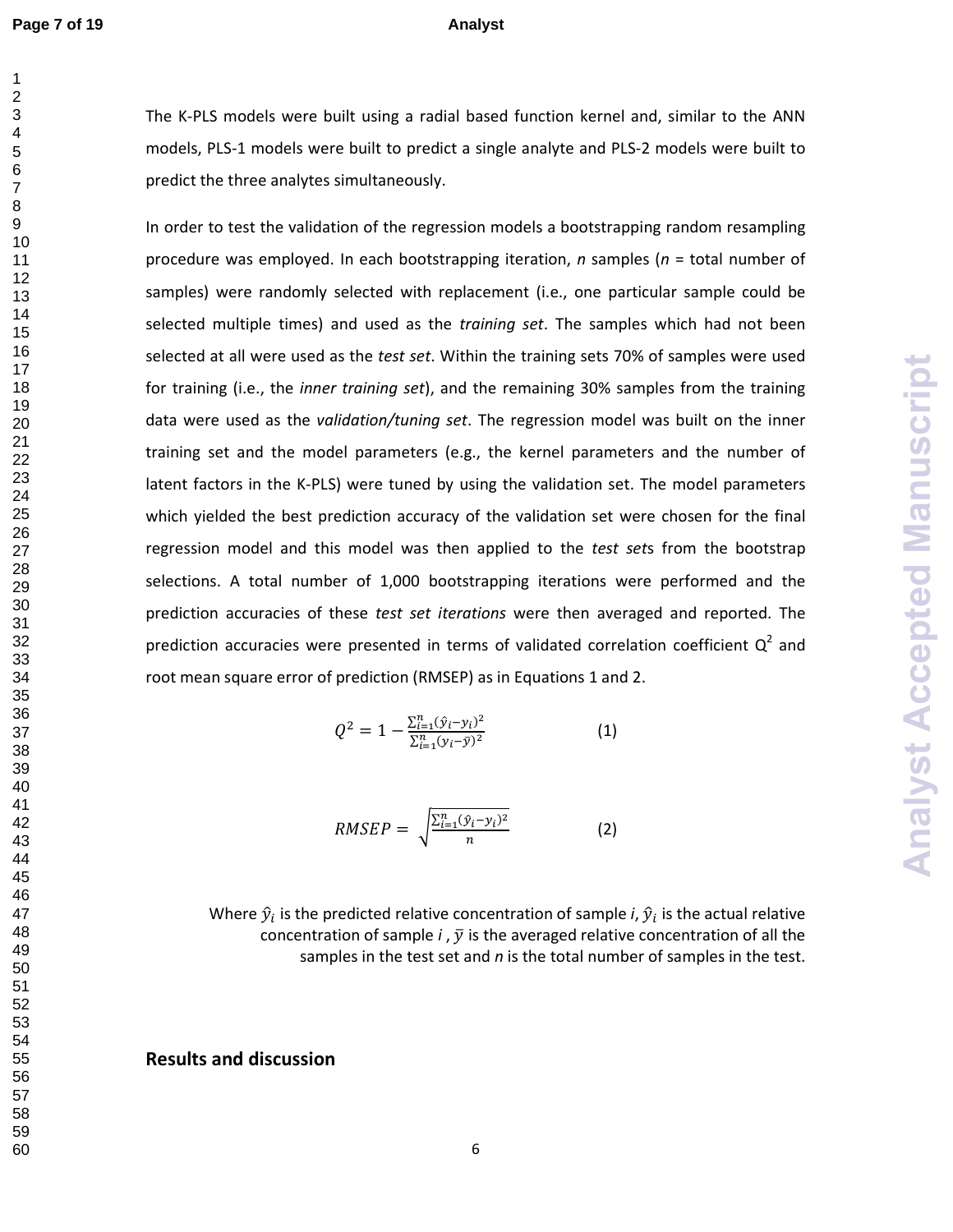The K-PLS models were built using a radial based function kernel and, similar to the ANN models, PLS-1 models were built to predict a single analyte and PLS-2 models were built to predict the three analytes simultaneously.

In order to test the validation of the regression models a bootstrapping random resampling procedure was employed. In each bootstrapping iteration, *n* samples (*n* = total number of samples) were randomly selected with replacement (i.e., one particular sample could be selected multiple times) and used as the *training set*. The samples which had not been selected at all were used as the *test set*. Within the training sets 70% of samples were used for training (i.e., the *inner training set*), and the remaining 30% samples from the training data were used as the *validation/tuning set*. The regression model was built on the inner training set and the model parameters (e.g., the kernel parameters and the number of latent factors in the K-PLS) were tuned by using the validation set. The model parameters which yielded the best prediction accuracy of the validation set were chosen for the final regression model and this model was then applied to the *test sets* from the bootstrap selections. A total number of 1,000 bootstrapping iterations were performed and the prediction accuracies of these *test set iterations* were then averaged and reported. The prediction accuracies were presented in terms of validated correlation coefficient $Q^2$ and root mean square error of prediction (RMSEP) as in Equations 1 and 2.

$$Q^2 = 1 - \frac{\sum_{i=1}^{n}(\hat{y}_i - y_i)^2}{\sum_{i=1}^{n}(y_i - \bar{y})^2} \qquad (1)$$

$$RMSEP = \sqrt{\frac{\sum_{i=1}^{n}(\hat{y}_i - y_i)^2}{n}} \qquad (2)$$

Where $\hat{y}_i$ is the predicted relative concentration of sample *i*, $\hat{y}_i$ is the actual relative concentration of sample *i* , $\bar{y}$ is the averaged relative concentration of all the samples in the test set and *n* is the total number of samples in the test.

## Results and discussion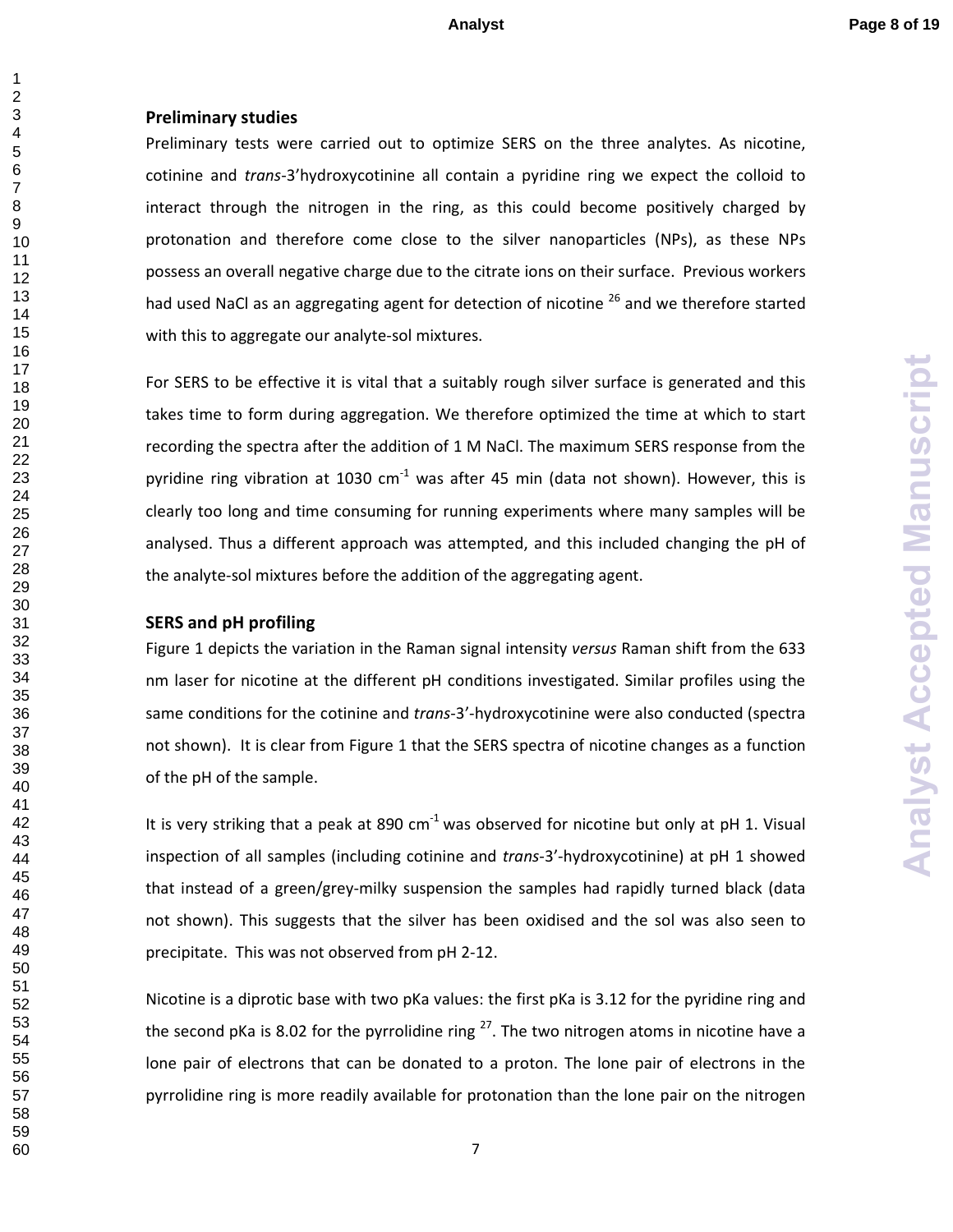### Preliminary studies

Preliminary tests were carried out to optimize SERS on the three analytes. As nicotine, cotinine and *trans*-3'hydroxycotinine all contain a pyridine ring we expect the colloid to interact through the nitrogen in the ring, as this could become positively charged by protonation and therefore come close to the silver nanoparticles (NPs), as these NPs possess an overall negative charge due to the citrate ions on their surface. Previous workers had used NaCl as an aggregating agent for detection of nicotine [26] and we therefore started with this to aggregate our analyte-sol mixtures.

For SERS to be effective it is vital that a suitably rough silver surface is generated and this takes time to form during aggregation. We therefore optimized the time at which to start recording the spectra after the addition of 1 M NaCl. The maximum SERS response from the pyridine ring vibration at 1030 $cm^{-1}$ was after 45 min (data not shown). However, this is clearly too long and time consuming for running experiments where many samples will be analysed. Thus a different approach was attempted, and this included changing the pH of the analyte-sol mixtures before the addition of the aggregating agent.

### SERS and pH profiling

Figure 1 depicts the variation in the Raman signal intensity *versus* Raman shift from the 633 nm laser for nicotine at the different pH conditions investigated. Similar profiles using the same conditions for the cotinine and *trans*-3'-hydroxycotinine were also conducted (spectra not shown). It is clear from Figure 1 that the SERS spectra of nicotine changes as a function of the pH of the sample.

It is very striking that a peak at 890 $cm^{-1}$ was observed for nicotine but only at pH 1. Visual inspection of all samples (including cotinine and *trans*-3'-hydroxycotinine) at pH 1 showed that instead of a green/grey-milky suspension the samples had rapidly turned black (data not shown). This suggests that the silver has been oxidised and the sol was also seen to precipitate. This was not observed from pH 2-12.

Nicotine is a diprotic base with two pKa values: the first pKa is 3.12 for the pyridine ring and the second pKa is 8.02 for the pyrrolidine ring [27]. The two nitrogen atoms in nicotine have a lone pair of electrons that can be donated to a proton. The lone pair of electrons in the pyrrolidine ring is more readily available for protonation than the lone pair on the nitrogen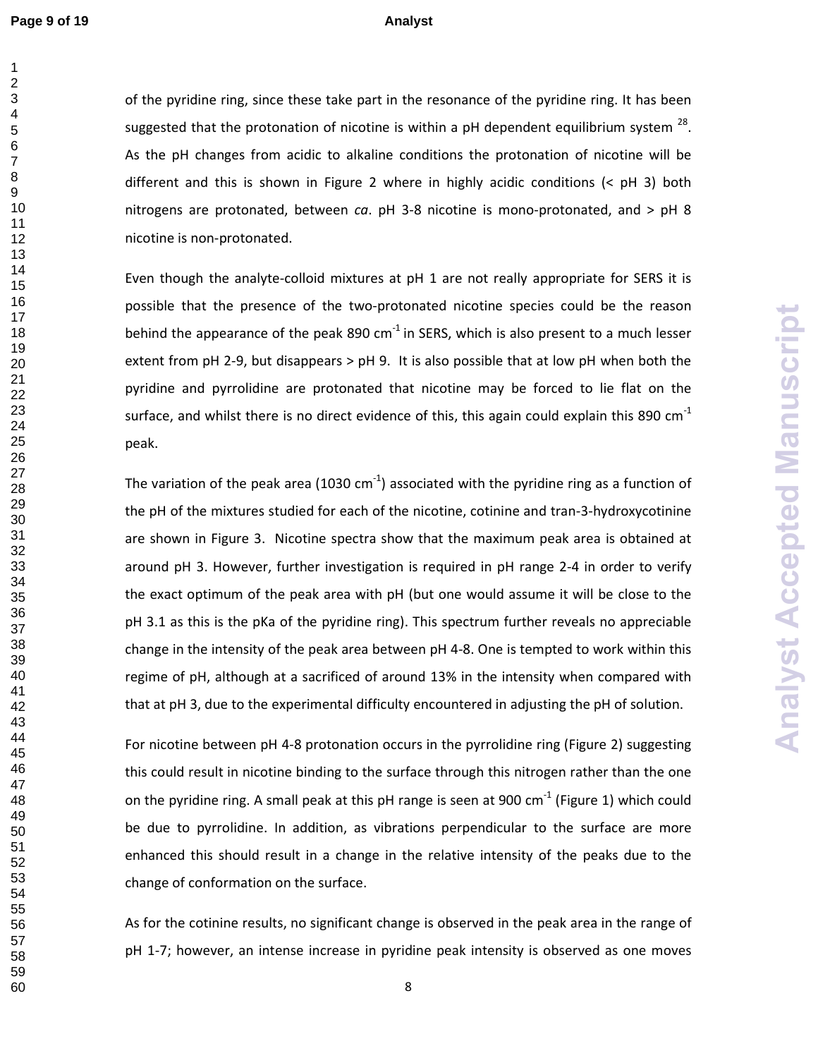of the pyridine ring, since these take part in the resonance of the pyridine ring. It has been suggested that the protonation of nicotine is within a pH dependent equilibrium system [28]. As the pH changes from acidic to alkaline conditions the protonation of nicotine will be different and this is shown in Figure 2 where in highly acidic conditions (< pH 3) both nitrogens are protonated, between *ca*. pH 3-8 nicotine is mono-protonated, and > pH 8 nicotine is non-protonated.

Even though the analyte-colloid mixtures at pH 1 are not really appropriate for SERS it is possible that the presence of the two-protonated nicotine species could be the reason behind the appearance of the peak 890 $cm^{-1}$ in SERS, which is also present to a much lesser extent from pH 2-9, but disappears > pH 9. It is also possible that at low pH when both the pyridine and pyrrolidine are protonated that nicotine may be forced to lie flat on the surface, and whilst there is no direct evidence of this, this again could explain this 890 $cm^{-1}$ peak.

The variation of the peak area (1030 $cm^{-1}$) associated with the pyridine ring as a function of the pH of the mixtures studied for each of the nicotine, cotinine and tran-3-hydroxycotinine are shown in Figure 3. Nicotine spectra show that the maximum peak area is obtained at around pH 3. However, further investigation is required in pH range 2-4 in order to verify the exact optimum of the peak area with pH (but one would assume it will be close to the pH 3.1 as this is the pKa of the pyridine ring). This spectrum further reveals no appreciable change in the intensity of the peak area between pH 4-8. One is tempted to work within this regime of pH, although at a sacrificed of around 13% in the intensity when compared with that at pH 3, due to the experimental difficulty encountered in adjusting the pH of solution.

For nicotine between pH 4-8 protonation occurs in the pyrrolidine ring (Figure 2) suggesting this could result in nicotine binding to the surface through this nitrogen rather than the one on the pyridine ring. A small peak at this pH range is seen at 900 $cm^{-1}$ (Figure 1) which could be due to pyrrolidine. In addition, as vibrations perpendicular to the surface are more enhanced this should result in a change in the relative intensity of the peaks due to the change of conformation on the surface.

As for the cotinine results, no significant change is observed in the peak area in the range of pH 1-7; however, an intense increase in pyridine peak intensity is observed as one moves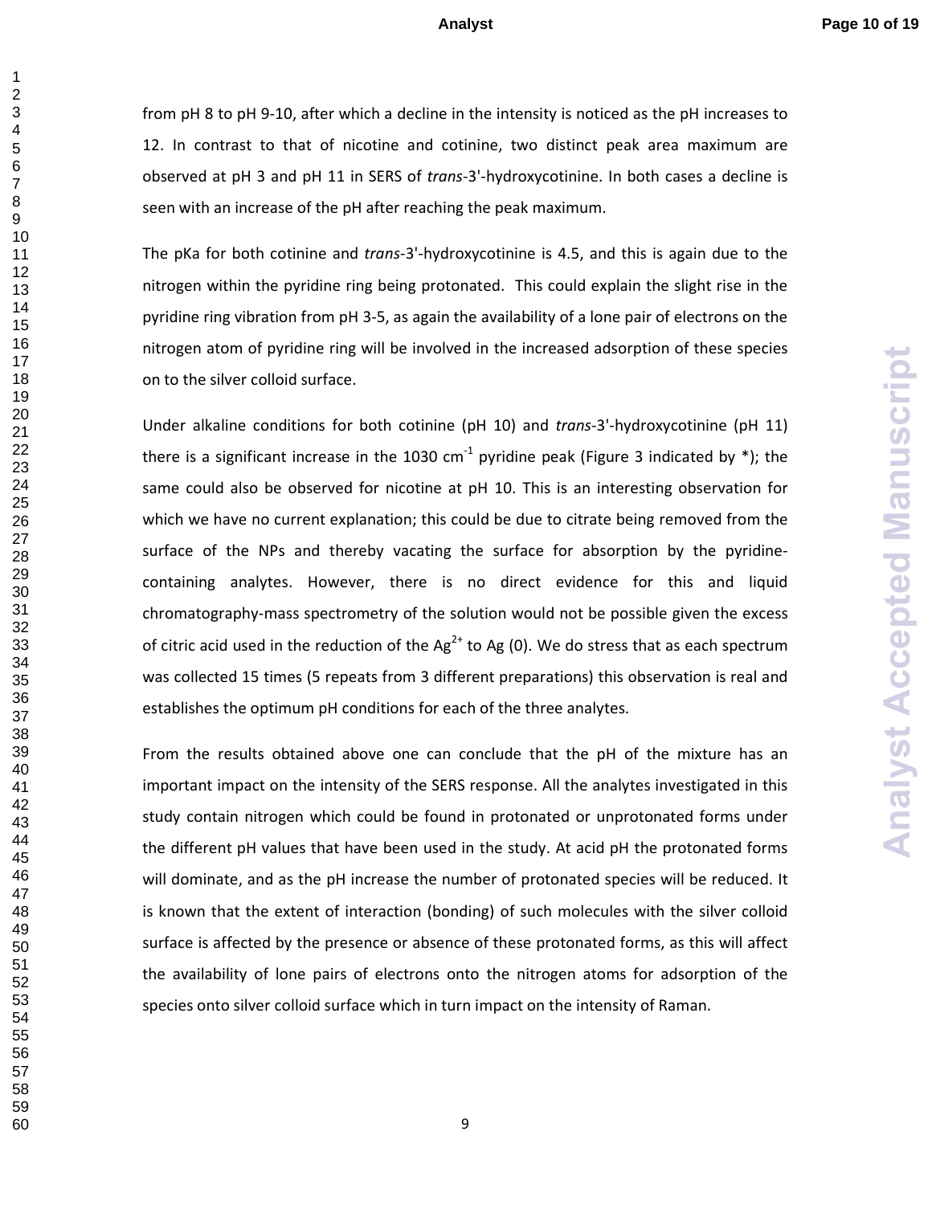from pH 8 to pH 9-10, after which a decline in the intensity is noticed as the pH increases to 12. In contrast to that of nicotine and cotinine, two distinct peak area maximum are observed at pH 3 and pH 11 in SERS of *trans*-3'-hydroxycotinine. In both cases a decline is seen with an increase of the pH after reaching the peak maximum.

The pKa for both cotinine and *trans*-3'-hydroxycotinine is 4.5, and this is again due to the nitrogen within the pyridine ring being protonated. This could explain the slight rise in the pyridine ring vibration from pH 3-5, as again the availability of a lone pair of electrons on the nitrogen atom of pyridine ring will be involved in the increased adsorption of these species on to the silver colloid surface.

Under alkaline conditions for both cotinine (pH 10) and *trans*-3'-hydroxycotinine (pH 11) there is a significant increase in the 1030 $cm^{-1}$ pyridine peak (Figure 3 indicated by *); the same could also be observed for nicotine at pH 10. This is an interesting observation for which we have no current explanation; this could be due to citrate being removed from the surface of the NPs and thereby vacating the surface for absorption by the pyridine-containing analytes. However, there is no direct evidence for this and liquid chromatography-mass spectrometry of the solution would not be possible given the excess of citric acid used in the reduction of the $Ag^{2+}$ to Ag (0). We do stress that as each spectrum was collected 15 times (5 repeats from 3 different preparations) this observation is real and establishes the optimum pH conditions for each of the three analytes.

From the results obtained above one can conclude that the pH of the mixture has an important impact on the intensity of the SERS response. All the analytes investigated in this study contain nitrogen which could be found in protonated or unprotonated forms under the different pH values that have been used in the study. At acid pH the protonated forms will dominate, and as the pH increase the number of protonated species will be reduced. It is known that the extent of interaction (bonding) of such molecules with the silver colloid surface is affected by the presence or absence of these protonated forms, as this will affect the availability of lone pairs of electrons onto the nitrogen atoms for adsorption of the species onto silver colloid surface which in turn impact on the intensity of Raman.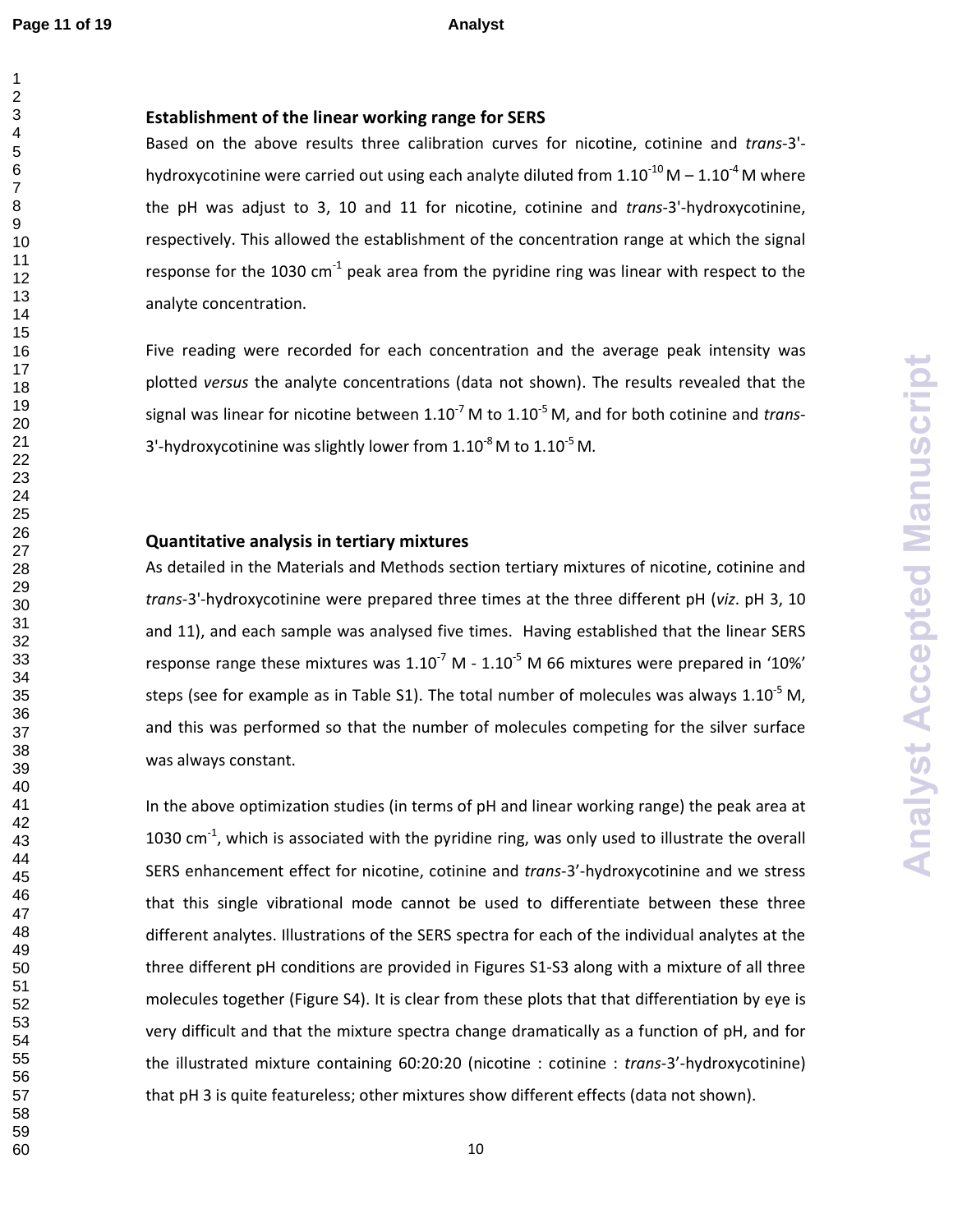## Establishment of the linear working range for SERS

Based on the above results three calibration curves for nicotine, cotinine and *trans*-3'-hydroxycotinine were carried out using each analyte diluted from $1.10^{-10}$ M – $1.10^{-4}$ M where the pH was adjust to 3, 10 and 11 for nicotine, cotinine and *trans*-3'-hydroxycotinine, respectively. This allowed the establishment of the concentration range at which the signal response for the 1030 $cm^{-1}$ peak area from the pyridine ring was linear with respect to the analyte concentration.

Five reading were recorded for each concentration and the average peak intensity was plotted *versus* the analyte concentrations (data not shown). The results revealed that the signal was linear for nicotine between $1.10^{-7}$ M to $1.10^{-5}$ M, and for both cotinine and *trans*-3'-hydroxycotinine was slightly lower from $1.10^{-8}$ M to $1.10^{-5}$ M.

## Quantitative analysis in tertiary mixtures

As detailed in the Materials and Methods section tertiary mixtures of nicotine, cotinine and *trans*-3'-hydroxycotinine were prepared three times at the three different pH (*viz*. pH 3, 10 and 11), and each sample was analysed five times. Having established that the linear SERS response range these mixtures was $1.10^{-7}$ M - $1.10^{-5}$ M 66 mixtures were prepared in '10%' steps (see for example as in Table S1). The total number of molecules was always $1.10^{-5}$ M, and this was performed so that the number of molecules competing for the silver surface was always constant.

In the above optimization studies (in terms of pH and linear working range) the peak area at 1030 $cm^{-1}$, which is associated with the pyridine ring, was only used to illustrate the overall SERS enhancement effect for nicotine, cotinine and *trans*-3'-hydroxycotinine and we stress that this single vibrational mode cannot be used to differentiate between these three different analytes. Illustrations of the SERS spectra for each of the individual analytes at the three different pH conditions are provided in Figures S1-S3 along with a mixture of all three molecules together (Figure S4). It is clear from these plots that that differentiation by eye is very difficult and that the mixture spectra change dramatically as a function of pH, and for the illustrated mixture containing 60:20:20 (nicotine : cotinine : *trans*-3'-hydroxycotinine) that pH 3 is quite featureless; other mixtures show different effects (data not shown).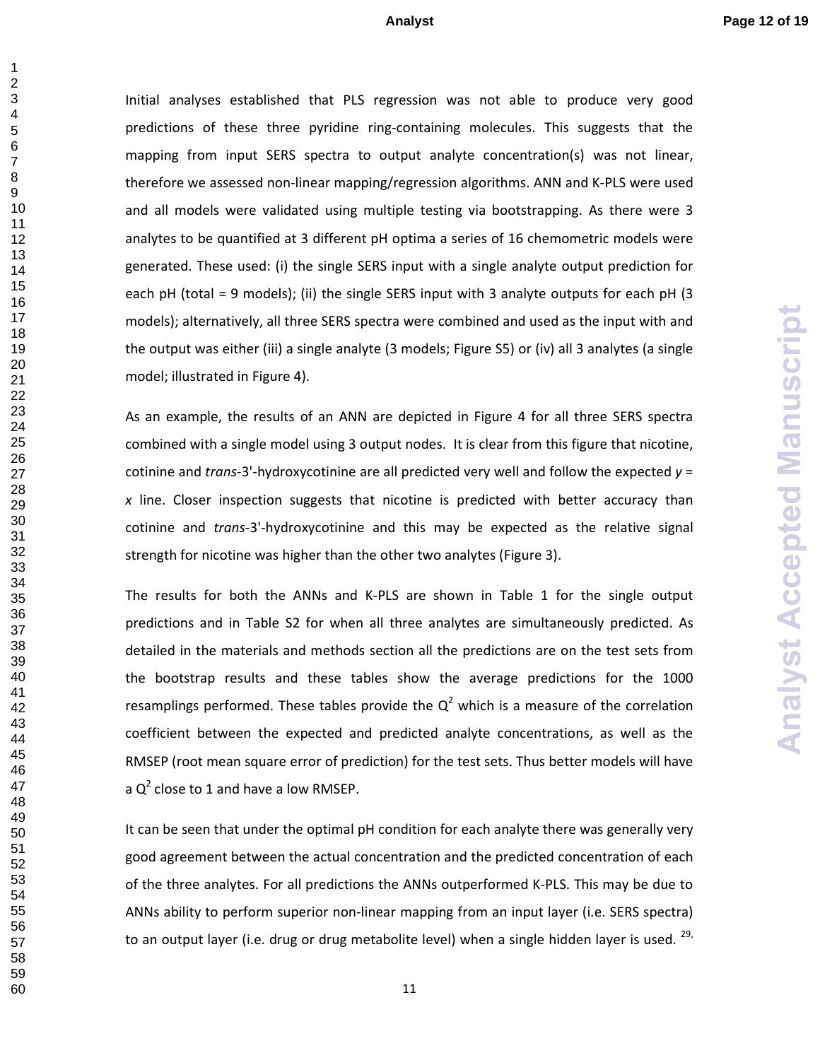Initial analyses established that PLS regression was not able to produce very good predictions of these three pyridine ring-containing molecules. This suggests that the mapping from input SERS spectra to output analyte concentration(s) was not linear, therefore we assessed non-linear mapping/regression algorithms. ANN and K-PLS were used and all models were validated using multiple testing via bootstrapping. As there were 3 analytes to be quantified at 3 different pH optima a series of 16 chemometric models were generated. These used: (i) the single SERS input with a single analyte output prediction for each pH (total = 9 models); (ii) the single SERS input with 3 analyte outputs for each pH (3 models); alternatively, all three SERS spectra were combined and used as the input with and the output was either (iii) a single analyte (3 models; Figure S5) or (iv) all 3 analytes (a single model; illustrated in Figure 4).

As an example, the results of an ANN are depicted in Figure 4 for all three SERS spectra combined with a single model using 3 output nodes. It is clear from this figure that nicotine, cotinine and *trans*-3'-hydroxycotinine are all predicted very well and follow the expected $y = x$ line. Closer inspection suggests that nicotine is predicted with better accuracy than cotinine and *trans*-3'-hydroxycotinine and this may be expected as the relative signal strength for nicotine was higher than the other two analytes (Figure 3).

The results for both the ANNs and K-PLS are shown in Table 1 for the single output predictions and in Table S2 for when all three analytes are simultaneously predicted. As detailed in the materials and methods section all the predictions are on the test sets from the bootstrap results and these tables show the average predictions for the 1000 resamplings performed. These tables provide the $Q^2$ which is a measure of the correlation coefficient between the expected and predicted analyte concentrations, as well as the RMSEP (root mean square error of prediction) for the test sets. Thus better models will have a $Q^2$ close to 1 and have a low RMSEP.

It can be seen that under the optimal pH condition for each analyte there was generally very good agreement between the actual concentration and the predicted concentration of each of the three analytes. For all predictions the ANNs outperformed K-PLS. This may be due to ANNs ability to perform superior non-linear mapping from an input layer (i.e. SERS spectra) to an output layer (i.e. drug or drug metabolite level) when a single hidden layer is used. [29,]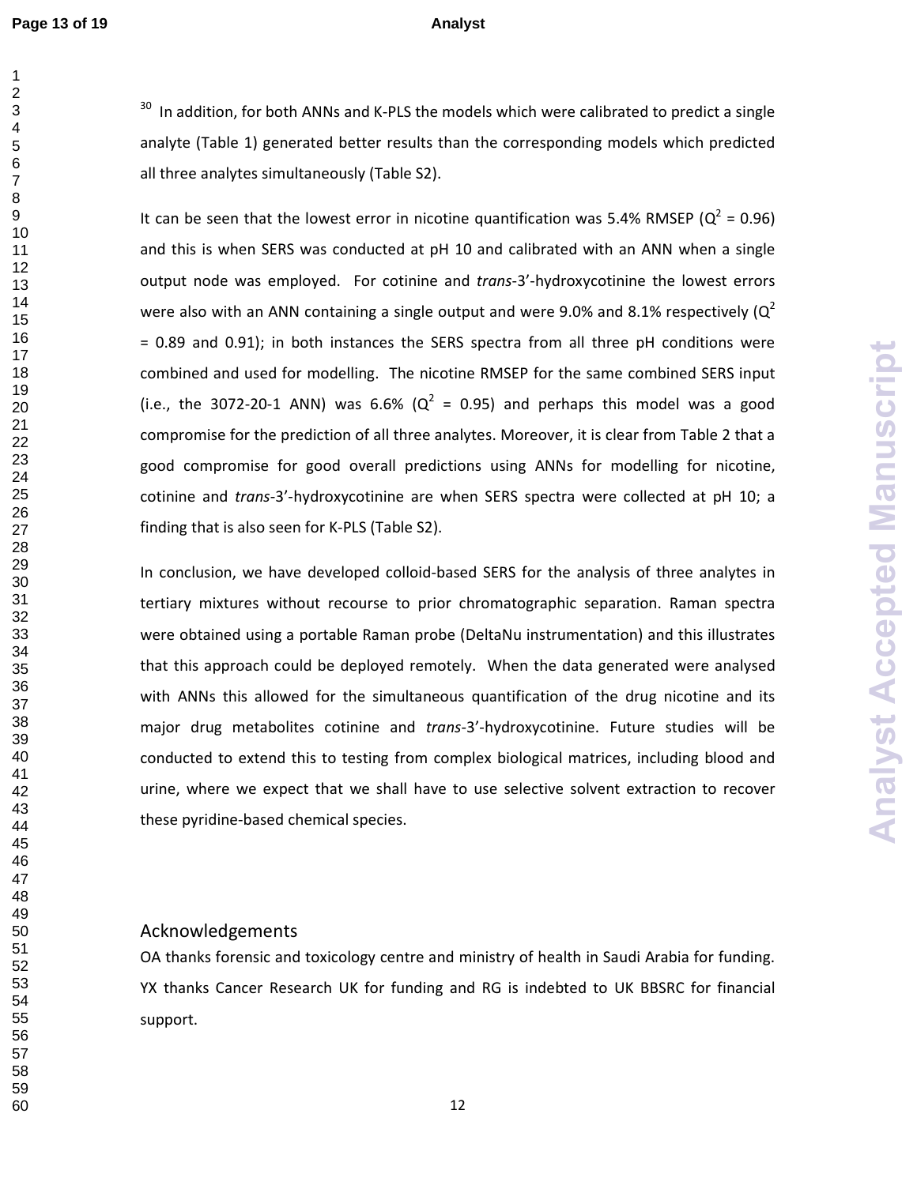[30] In addition, for both ANNs and K-PLS the models which were calibrated to predict a single analyte (Table 1) generated better results than the corresponding models which predicted all three analytes simultaneously (Table S2).

It can be seen that the lowest error in nicotine quantification was 5.4% RMSEP ($Q^2$ = 0.96) and this is when SERS was conducted at pH 10 and calibrated with an ANN when a single output node was employed. For cotinine and *trans*-3'-hydroxycotinine the lowest errors were also with an ANN containing a single output and were 9.0% and 8.1% respectively ($Q^2$ = 0.89 and 0.91); in both instances the SERS spectra from all three pH conditions were combined and used for modelling. The nicotine RMSEP for the same combined SERS input (i.e., the 3072-20-1 ANN) was 6.6% ($Q^2$ = 0.95) and perhaps this model was a good compromise for the prediction of all three analytes. Moreover, it is clear from Table 2 that a good compromise for good overall predictions using ANNs for modelling for nicotine, cotinine and *trans*-3'-hydroxycotinine are when SERS spectra were collected at pH 10; a finding that is also seen for K-PLS (Table S2).

In conclusion, we have developed colloid-based SERS for the analysis of three analytes in tertiary mixtures without recourse to prior chromatographic separation. Raman spectra were obtained using a portable Raman probe (DeltaNu instrumentation) and this illustrates that this approach could be deployed remotely. When the data generated were analysed with ANNs this allowed for the simultaneous quantification of the drug nicotine and its major drug metabolites cotinine and *trans*-3'-hydroxycotinine. Future studies will be conducted to extend this to testing from complex biological matrices, including blood and urine, where we expect that we shall have to use selective solvent extraction to recover these pyridine-based chemical species.

## Acknowledgements

OA thanks forensic and toxicology centre and ministry of health in Saudi Arabia for funding. YX thanks Cancer Research UK for funding and RG is indebted to UK BBSRC for financial support.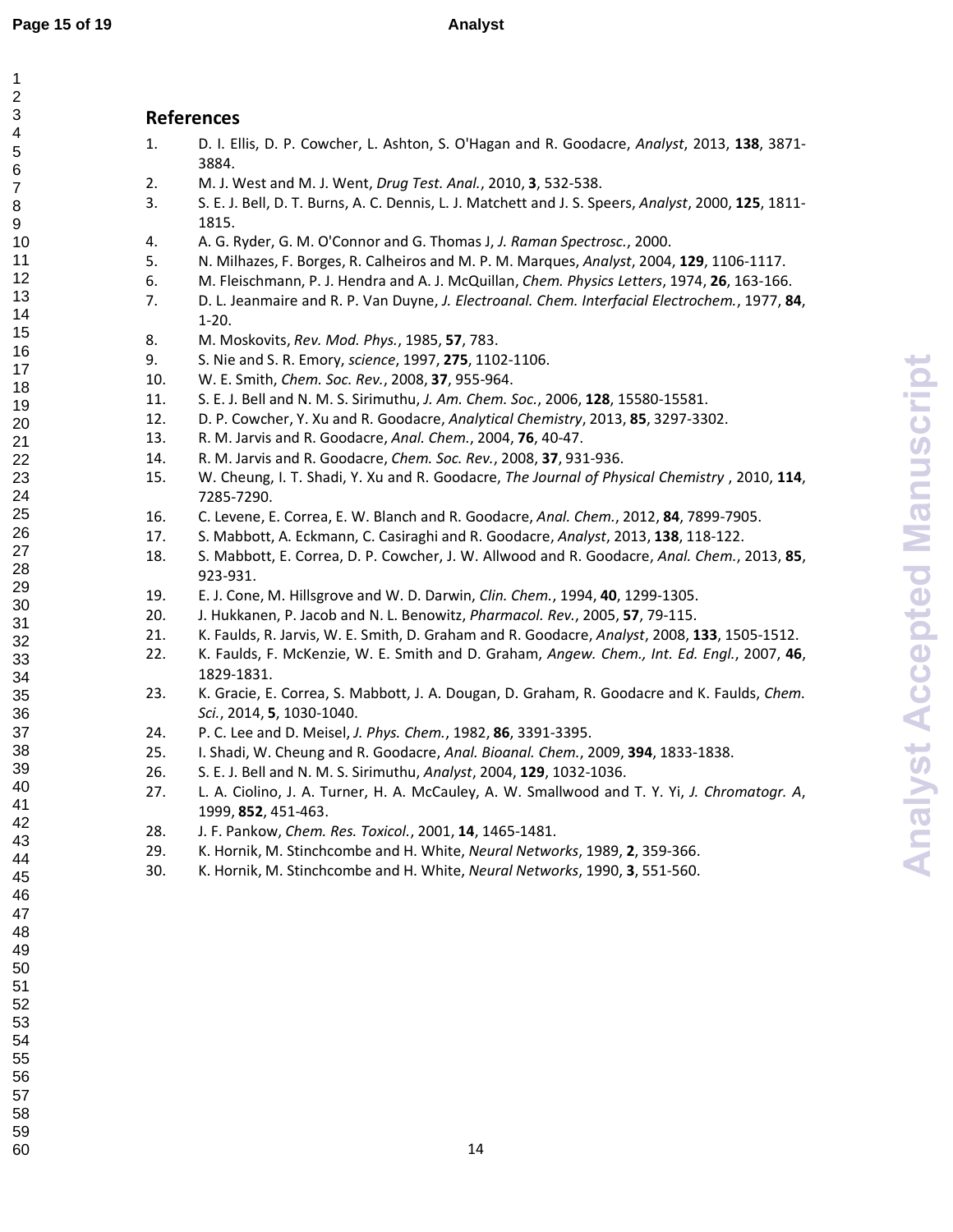## References

1. D. I. Ellis, D. P. Cowcher, L. Ashton, S. O'Hagan and R. Goodacre, *Analyst*, 2013, **138**, 3871-3884.
2. M. J. West and M. J. Went, *Drug Test. Anal.*, 2010, **3**, 532-538.
3. S. E. J. Bell, D. T. Burns, A. C. Dennis, L. J. Matchett and J. S. Speers, *Analyst*, 2000, **125**, 1811-1815.
4. A. G. Ryder, G. M. O'Connor and G. Thomas J, *J. Raman Spectrosc.*, 2000.
5. N. Milhazes, F. Borges, R. Calheiros and M. P. M. Marques, *Analyst*, 2004, **129**, 1106-1117.
6. M. Fleischmann, P. J. Hendra and A. J. McQuillan, *Chem. Physics Letters*, 1974, **26**, 163-166.
7. D. L. Jeanmaire and R. P. Van Duyne, *J. Electroanal. Chem. Interfacial Electrochem.*, 1977, **84**, 1-20.
8. M. Moskovits, *Rev. Mod. Phys.*, 1985, **57**, 783.
9. S. Nie and S. R. Emory, *science*, 1997, **275**, 1102-1106.
10. W. E. Smith, *Chem. Soc. Rev.*, 2008, **37**, 955-964.
11. S. E. J. Bell and N. M. S. Sirimuthu, *J. Am. Chem. Soc.*, 2006, **128**, 15580-15581.
12. D. P. Cowcher, Y. Xu and R. Goodacre, *Analytical Chemistry*, 2013, **85**, 3297-3302.
13. R. M. Jarvis and R. Goodacre, *Anal. Chem.*, 2004, **76**, 40-47.
14. R. M. Jarvis and R. Goodacre, *Chem. Soc. Rev.*, 2008, **37**, 931-936.
15. W. Cheung, I. T. Shadi, Y. Xu and R. Goodacre, *The Journal of Physical Chemistry* , 2010, **114**, 7285-7290.
16. C. Levene, E. Correa, E. W. Blanch and R. Goodacre, *Anal. Chem.*, 2012, **84**, 7899-7905.
17. S. Mabbott, A. Eckmann, C. Casiraghi and R. Goodacre, *Analyst*, 2013, **138**, 118-122.
18. S. Mabbott, E. Correa, D. P. Cowcher, J. W. Allwood and R. Goodacre, *Anal. Chem.*, 2013, **85**, 923-931.
19. E. J. Cone, M. Hillsgrove and W. D. Darwin, *Clin. Chem.*, 1994, **40**, 1299-1305.
20. J. Hukkanen, P. Jacob and N. L. Benowitz, *Pharmacol. Rev.*, 2005, **57**, 79-115.
21. K. Faulds, R. Jarvis, W. E. Smith, D. Graham and R. Goodacre, *Analyst*, 2008, **133**, 1505-1512.
22. K. Faulds, F. McKenzie, W. E. Smith and D. Graham, *Angew. Chem., Int. Ed. Engl.*, 2007, **46**, 1829-1831.
23. K. Gracie, E. Correa, S. Mabbott, J. A. Dougan, D. Graham, R. Goodacre and K. Faulds, *Chem. Sci.*, 2014, **5**, 1030-1040.
24. P. C. Lee and D. Meisel, *J. Phys. Chem.*, 1982, **86**, 3391-3395.
25. I. Shadi, W. Cheung and R. Goodacre, *Anal. Bioanal. Chem.*, 2009, **394**, 1833-1838.
26. S. E. J. Bell and N. M. S. Sirimuthu, *Analyst*, 2004, **129**, 1032-1036.
27. L. A. Ciolino, J. A. Turner, H. A. McCauley, A. W. Smallwood and T. Y. Yi, *J. Chromatogr. A*, 1999, **852**, 451-463.
28. J. F. Pankow, *Chem. Res. Toxicol.*, 2001, **14**, 1465-1481.
29. K. Hornik, M. Stinchcombe and H. White, *Neural Networks*, 1989, **2**, 359-366.
30. K. Hornik, M. Stinchcombe and H. White, *Neural Networks*, 1990, **3**, 551-560.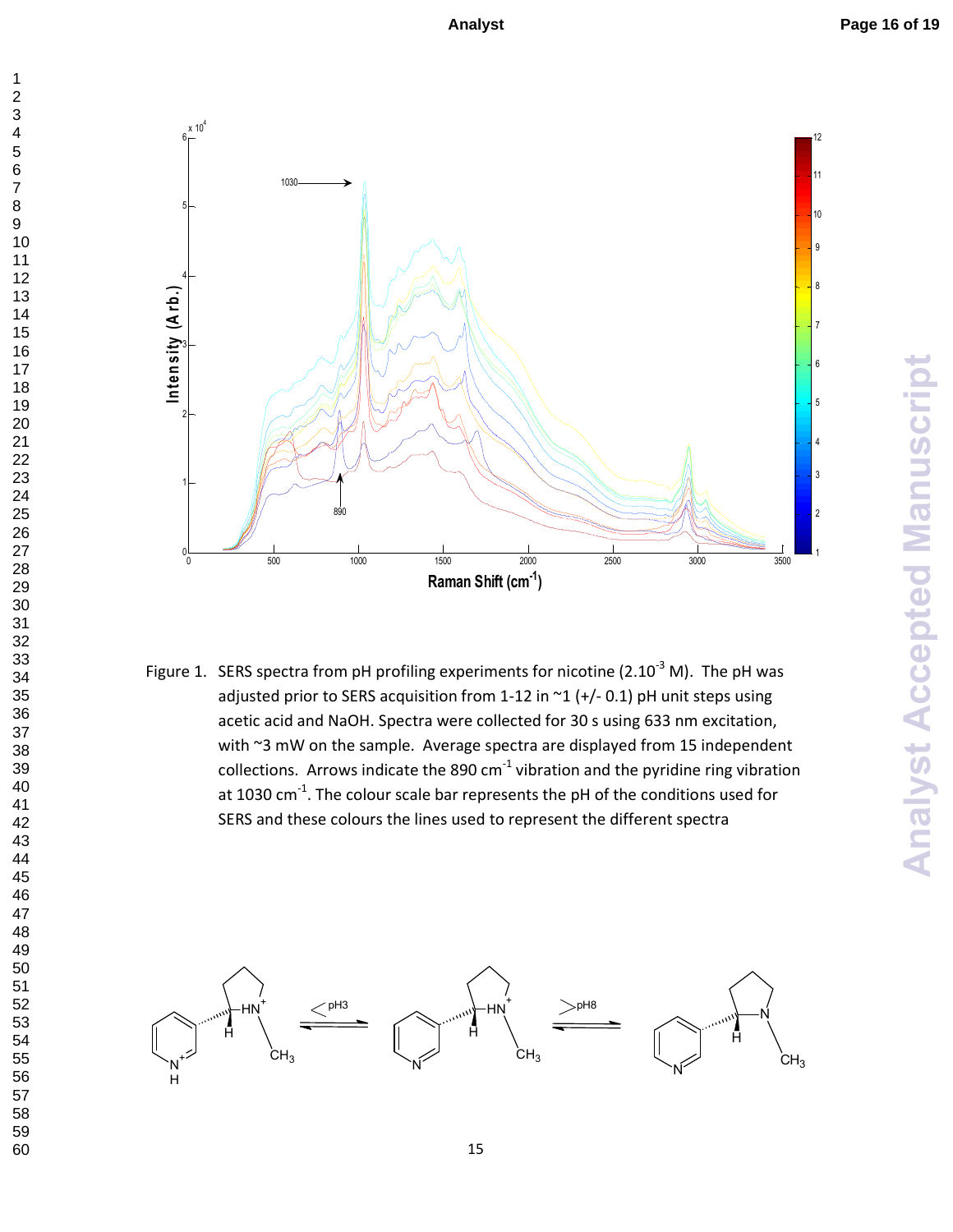Figure 1. SERS spectra from pH profiling experiments for nicotine ($2.10^{-3}$ M). The pH was adjusted prior to SERS acquisition from 1-12 in ~1 (+/- 0.1) pH unit steps using acetic acid and NaOH. Spectra were collected for 30 s using 633 nm excitation, with ~3 mW on the sample. Average spectra are displayed from 15 independent collections. Arrows indicate the 890 $cm^{-1}$ vibration and the pyridine ring vibration at 1030 $cm^{-1}$. The colour scale bar represents the pH of the conditions used for SERS and these colours the lines used to represent the different spectra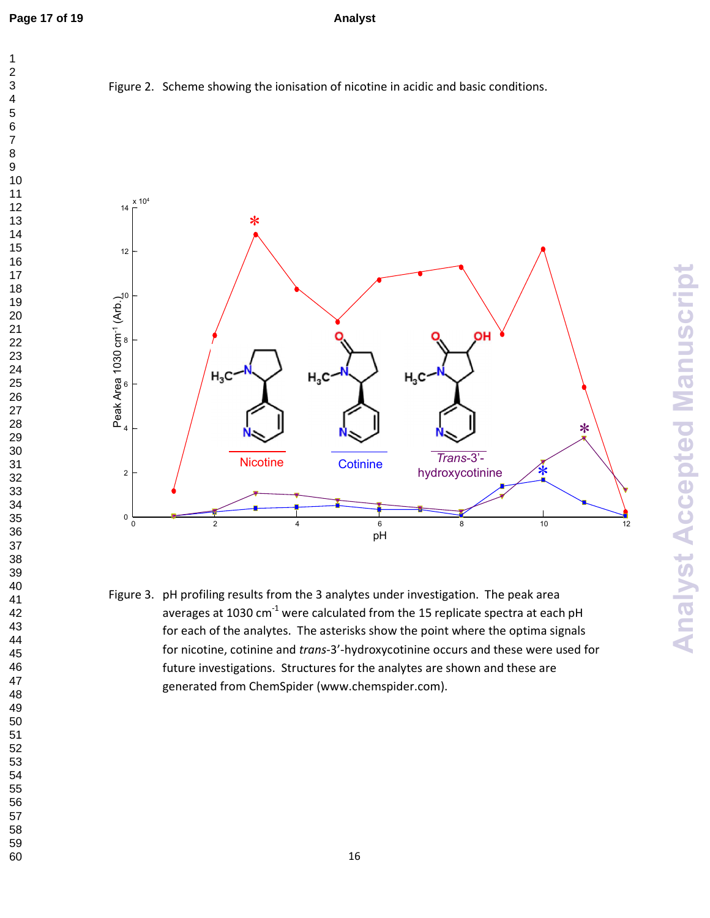Figure 2. Scheme showing the ionisation of nicotine in acidic and basic conditions.

Figure 3. pH profiling results from the 3 analytes under investigation. The peak area averages at 1030 $cm^{-1}$ were calculated from the 15 replicate spectra at each pH for each of the analytes. The asterisks show the point where the optima signals for nicotine, cotinine and *trans*-3'-hydroxycotinine occurs and these were used for future investigations. Structures for the analytes are shown and these are generated from ChemSpider (www.chemspider.com).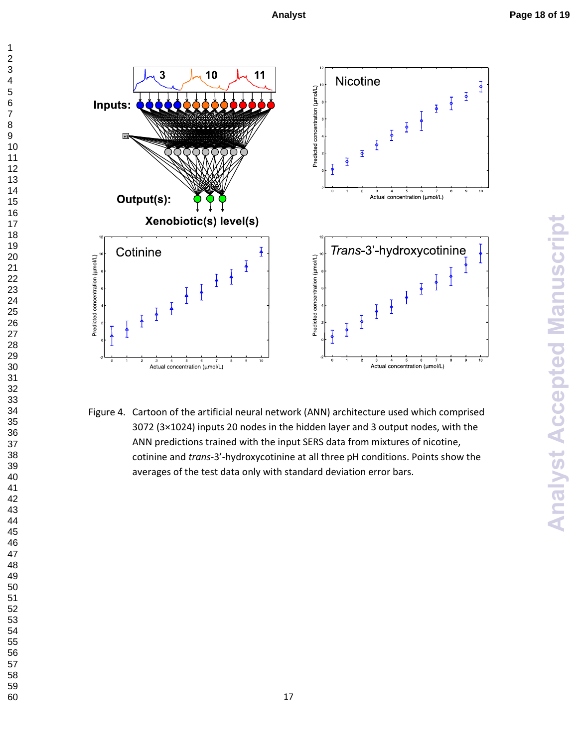Figure 4. Cartoon of the artificial neural network (ANN) architecture used which comprised 3072 (3×1024) inputs 20 nodes in the hidden layer and 3 output nodes, with the ANN predictions trained with the input SERS data from mixtures of nicotine, cotinine and *trans*-3'-hydroxycotinine at all three pH conditions. Points show the averages of the test data only with standard deviation error bars.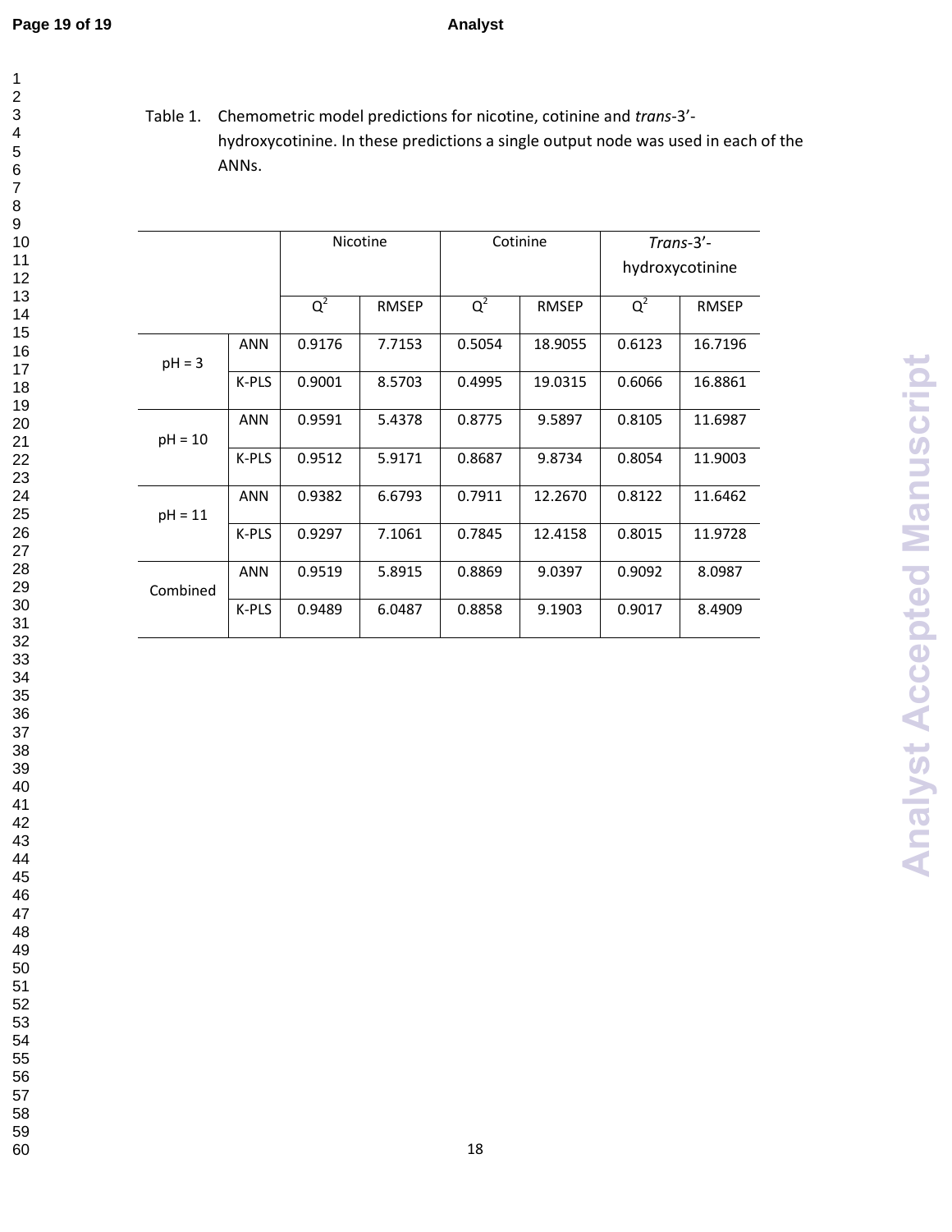Table 1. Chemometric model predictions for nicotine, cotinine and *trans*-3'-hydroxycotinine. In these predictions a single output node was used in each of the ANNs.

| | | Nicotine | | Cotinine | | *Trans*-3'-hydroxycotinine | |
|---|---|---|---|---|---|---|---|
| | | $Q^2$ | RMSEP | $Q^2$ | RMSEP | $Q^2$ | RMSEP |
| pH = 3 | ANN | 0.9176 | 7.7153 | 0.5054 | 18.9055 | 0.6123 | 16.7196 |
| | K-PLS | 0.9001 | 8.5703 | 0.4995 | 19.0315 | 0.6066 | 16.8861 |
| pH = 10 | ANN | 0.9591 | 5.4378 | 0.8775 | 9.5897 | 0.8105 | 11.6987 |
| | K-PLS | 0.9512 | 5.9171 | 0.8687 | 9.8734 | 0.8054 | 11.9003 |
| pH = 11 | ANN | 0.9382 | 6.6793 | 0.7911 | 12.2670 | 0.8122 | 11.6462 |
| | K-PLS | 0.9297 | 7.1061 | 0.7845 | 12.4158 | 0.8015 | 11.9728 |
| Combined | ANN | 0.9519 | 5.8915 | 0.8869 | 9.0397 | 0.9092 | 8.0987 |
| | K-PLS | 0.9489 | 6.0487 | 0.8858 | 9.1903 | 0.9017 | 8.4909 |